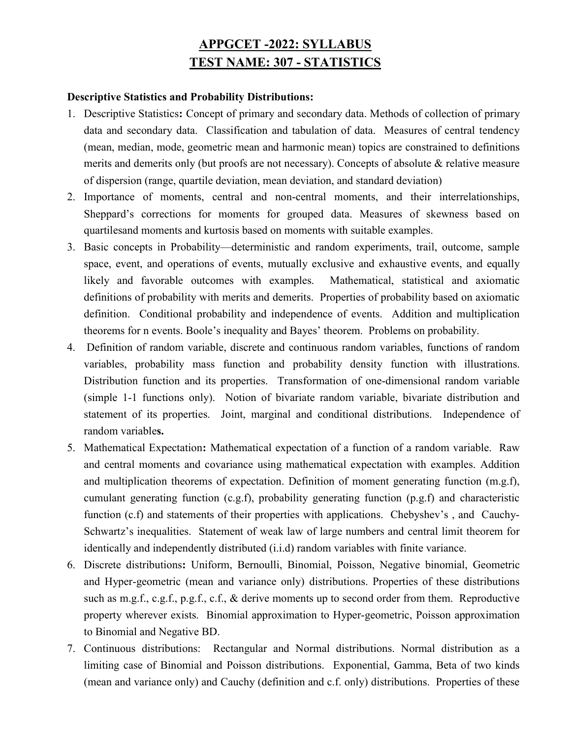# APPGCET -2022: SYLLABUS
# TEST NAME: 307 - STATISTICS

**Descriptive Statistics and Probability Distributions:**

1. Descriptive Statistics**:** Concept of primary and secondary data. Methods of collection of primary data and secondary data. Classification and tabulation of data. Measures of central tendency (mean, median, mode, geometric mean and harmonic mean) topics are constrained to definitions merits and demerits only (but proofs are not necessary). Concepts of absolute & relative measure of dispersion (range, quartile deviation, mean deviation, and standard deviation)
2. Importance of moments, central and non-central moments, and their interrelationships, Sheppard's corrections for moments for grouped data. Measures of skewness based on quartilesand moments and kurtosis based on moments with suitable examples.
3. Basic concepts in Probability—deterministic and random experiments, trail, outcome, sample space, event, and operations of events, mutually exclusive and exhaustive events, and equally likely and favorable outcomes with examples. Mathematical, statistical and axiomatic definitions of probability with merits and demerits. Properties of probability based on axiomatic definition. Conditional probability and independence of events. Addition and multiplication theorems for n events. Boole's inequality and Bayes' theorem. Problems on probability.
4. Definition of random variable, discrete and continuous random variables, functions of random variables, probability mass function and probability density function with illustrations. Distribution function and its properties. Transformation of one-dimensional random variable (simple 1-1 functions only). Notion of bivariate random variable, bivariate distribution and statement of its properties. Joint, marginal and conditional distributions. Independence of random variable**s.**
5. Mathematical Expectation**:** Mathematical expectation of a function of a random variable. Raw and central moments and covariance using mathematical expectation with examples. Addition and multiplication theorems of expectation. Definition of moment generating function (m.g.f), cumulant generating function (c.g.f), probability generating function (p.g.f) and characteristic function (c.f) and statements of their properties with applications. Chebyshev's , and Cauchy-Schwartz's inequalities. Statement of weak law of large numbers and central limit theorem for identically and independently distributed (i.i.d) random variables with finite variance.
6. Discrete distributions**:** Uniform, Bernoulli, Binomial, Poisson, Negative binomial, Geometric and Hyper-geometric (mean and variance only) distributions. Properties of these distributions such as m.g.f., c.g.f., p.g.f., c.f., & derive moments up to second order from them. Reproductive property wherever exists. Binomial approximation to Hyper-geometric, Poisson approximation to Binomial and Negative BD.
7. Continuous distributions: Rectangular and Normal distributions. Normal distribution as a limiting case of Binomial and Poisson distributions. Exponential, Gamma, Beta of two kinds (mean and variance only) and Cauchy (definition and c.f. only) distributions. Properties of these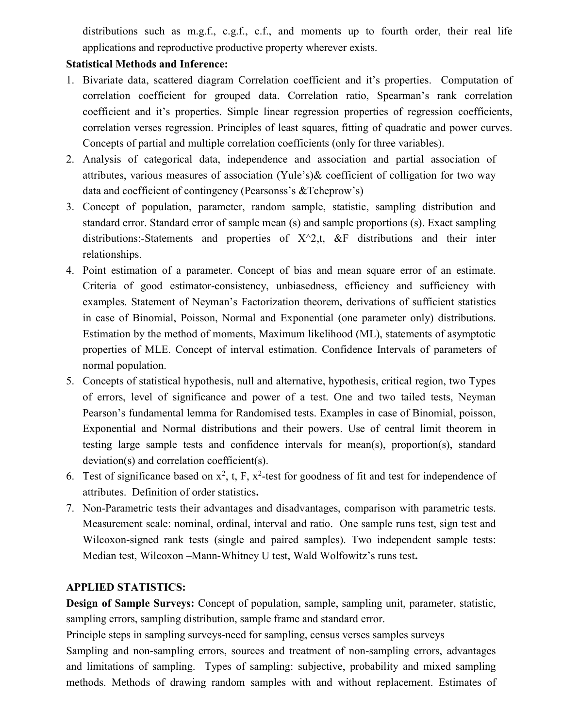distributions such as m.g.f., c.g.f., c.f., and moments up to fourth order, their real life applications and reproductive productive property wherever exists.

**Statistical Methods and Inference:**

1. Bivariate data, scattered diagram Correlation coefficient and it's properties. Computation of correlation coefficient for grouped data. Correlation ratio, Spearman's rank correlation coefficient and it's properties. Simple linear regression properties of regression coefficients, correlation verses regression. Principles of least squares, fitting of quadratic and power curves. Concepts of partial and multiple correlation coefficients (only for three variables).
2. Analysis of categorical data, independence and association and partial association of attributes, various measures of association (Yule's)& coefficient of colligation for two way data and coefficient of contingency (Pearsonss's &Tcheprow's)
3. Concept of population, parameter, random sample, statistic, sampling distribution and standard error. Standard error of sample mean (s) and sample proportions (s). Exact sampling distributions:-Statements and properties of X^2,t, &F distributions and their inter relationships.
4. Point estimation of a parameter. Concept of bias and mean square error of an estimate. Criteria of good estimator-consistency, unbiasedness, efficiency and sufficiency with examples. Statement of Neyman's Factorization theorem, derivations of sufficient statistics in case of Binomial, Poisson, Normal and Exponential (one parameter only) distributions. Estimation by the method of moments, Maximum likelihood (ML), statements of asymptotic properties of MLE. Concept of interval estimation. Confidence Intervals of parameters of normal population.
5. Concepts of statistical hypothesis, null and alternative, hypothesis, critical region, two Types of errors, level of significance and power of a test. One and two tailed tests, Neyman Pearson's fundamental lemma for Randomised tests. Examples in case of Binomial, poisson, Exponential and Normal distributions and their powers. Use of central limit theorem in testing large sample tests and confidence intervals for mean(s), proportion(s), standard deviation(s) and correlation coefficient(s).
6. Test of significance based on $x^2$, t, F, $x^2$-test for goodness of fit and test for independence of attributes. Definition of order statistics**.**
7. Non-Parametric tests their advantages and disadvantages, comparison with parametric tests. Measurement scale: nominal, ordinal, interval and ratio. One sample runs test, sign test and Wilcoxon-signed rank tests (single and paired samples). Two independent sample tests: Median test, Wilcoxon –Mann-Whitney U test, Wald Wolfowitz's runs test**.**

**APPLIED STATISTICS:**

**Design of Sample Surveys:** Concept of population, sample, sampling unit, parameter, statistic, sampling errors, sampling distribution, sample frame and standard error.

Principle steps in sampling surveys-need for sampling, census verses samples surveys

Sampling and non-sampling errors, sources and treatment of non-sampling errors, advantages and limitations of sampling. Types of sampling: subjective, probability and mixed sampling methods. Methods of drawing random samples with and without replacement. Estimates of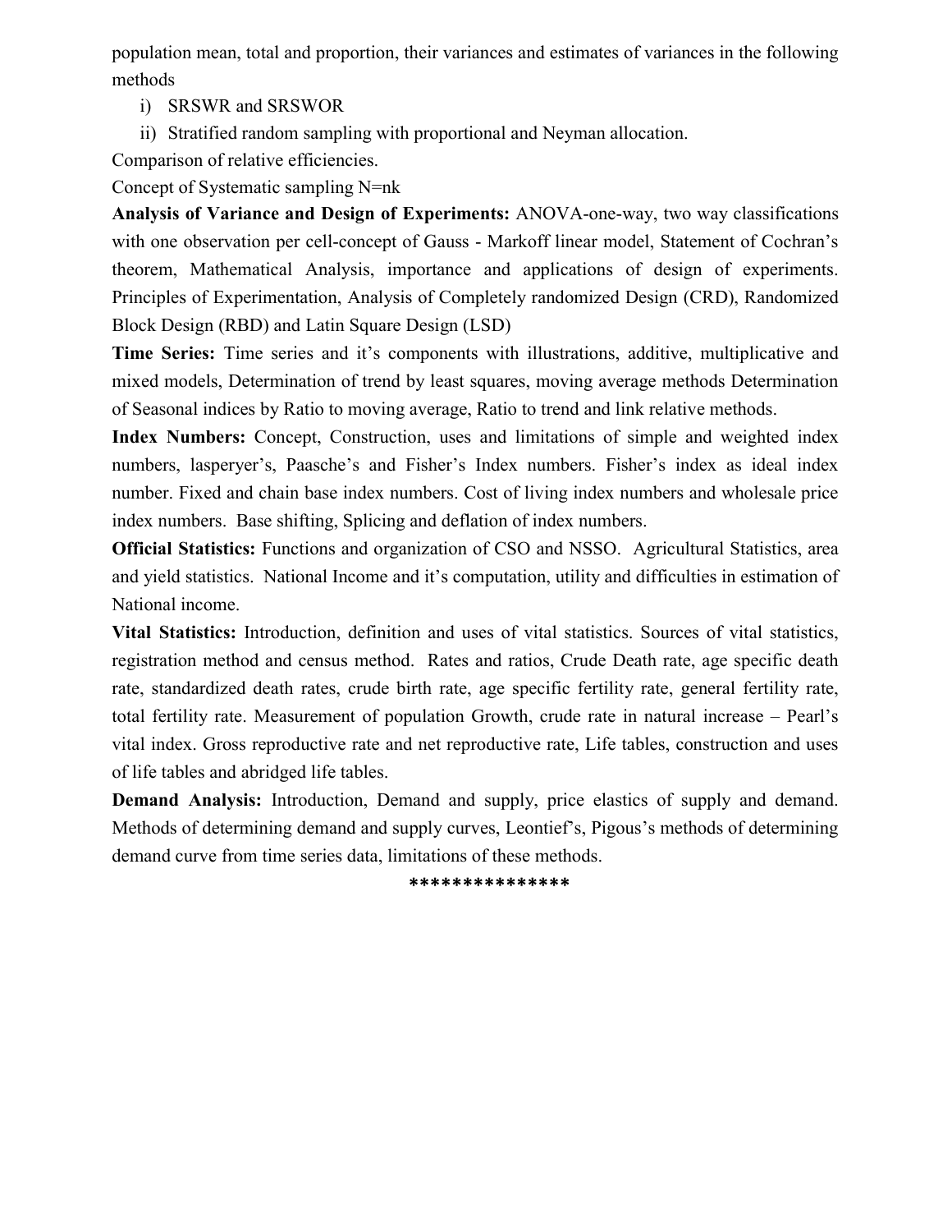population mean, total and proportion, their variances and estimates of variances in the following methods

i) SRSWR and SRSWOR
ii) Stratified random sampling with proportional and Neyman allocation.

Comparison of relative efficiencies.

Concept of Systematic sampling N=nk

**Analysis of Variance and Design of Experiments:** ANOVA-one-way, two way classifications with one observation per cell-concept of Gauss - Markoff linear model, Statement of Cochran's theorem, Mathematical Analysis, importance and applications of design of experiments. Principles of Experimentation, Analysis of Completely randomized Design (CRD), Randomized Block Design (RBD) and Latin Square Design (LSD)

**Time Series:** Time series and it's components with illustrations, additive, multiplicative and mixed models, Determination of trend by least squares, moving average methods Determination of Seasonal indices by Ratio to moving average, Ratio to trend and link relative methods.

**Index Numbers:** Concept, Construction, uses and limitations of simple and weighted index numbers, lasperyer's, Paasche's and Fisher's Index numbers. Fisher's index as ideal index number. Fixed and chain base index numbers. Cost of living index numbers and wholesale price index numbers. Base shifting, Splicing and deflation of index numbers.

**Official Statistics:** Functions and organization of CSO and NSSO. Agricultural Statistics, area and yield statistics. National Income and it's computation, utility and difficulties in estimation of National income.

**Vital Statistics:** Introduction, definition and uses of vital statistics. Sources of vital statistics, registration method and census method. Rates and ratios, Crude Death rate, age specific death rate, standardized death rates, crude birth rate, age specific fertility rate, general fertility rate, total fertility rate. Measurement of population Growth, crude rate in natural increase – Pearl's vital index. Gross reproductive rate and net reproductive rate, Life tables, construction and uses of life tables and abridged life tables.

**Demand Analysis:** Introduction, Demand and supply, price elastics of supply and demand. Methods of determining demand and supply curves, Leontief's, Pigous's methods of determining demand curve from time series data, limitations of these methods.

***************